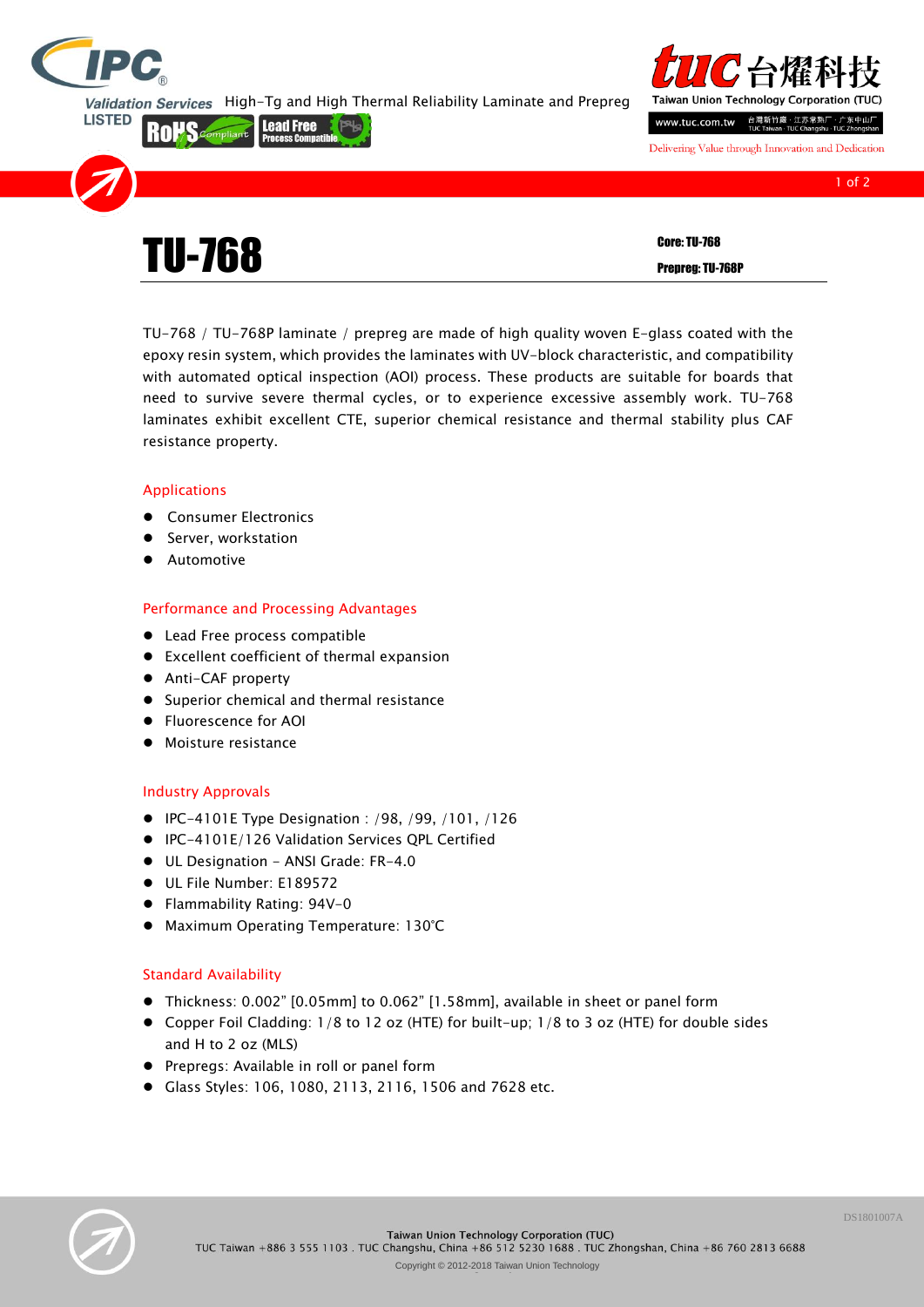High-Tg and High Thermal Reliability Laminate and Prepreg

# TU-768

**Core: TU-768**

**Prepreg: TU-768P**

TU-768 / TU-768P laminate / prepreg are made of high quality woven E-glass coated with the epoxy resin system, which provides the laminates with UV-block characteristic, and compatibility with automated optical inspection (AOI) process. These products are suitable for boards that need to survive severe thermal cycles, or to experience excessive assembly work. TU-768 laminates exhibit excellent CTE, superior chemical resistance and thermal stability plus CAF resistance property.

## Applications

- Consumer Electronics
- Server, workstation
- Automotive

## Performance and Processing Advantages

- Lead Free process compatible
- Excellent coefficient of thermal expansion
- Anti-CAF property
- Superior chemical and thermal resistance
- Fluorescence for AOI
- Moisture resistance

## Industry Approvals

- IPC-4101E Type Designation : /98, /99, /101, /126
- IPC-4101E/126 Validation Services QPL Certified
- UL Designation - ANSI Grade: FR-4.0
- UL File Number: E189572
- Flammability Rating: 94V-0
- Maximum Operating Temperature: 130°C

## Standard Availability

- Thickness: 0.002" [0.05mm] to 0.062" [1.58mm], available in sheet or panel form
- Copper Foil Cladding: 1/8 to 12 oz (HTE) for built-up; 1/8 to 3 oz (HTE) for double sides and H to 2 oz (MLS)
- Prepregs: Available in roll or panel form
- Glass Styles: 106, 1080, 2113, 2116, 1506 and 7628 etc.

DS1801007A

Taiwan Union Technology Corporation (TUC)
TUC Taiwan +886 3 555 1103 . TUC Changshu, China +86 512 5230 1688 . TUC Zhongshan, China +86 760 2813 6688
Copyright © 2012-2018 Taiwan Union Technology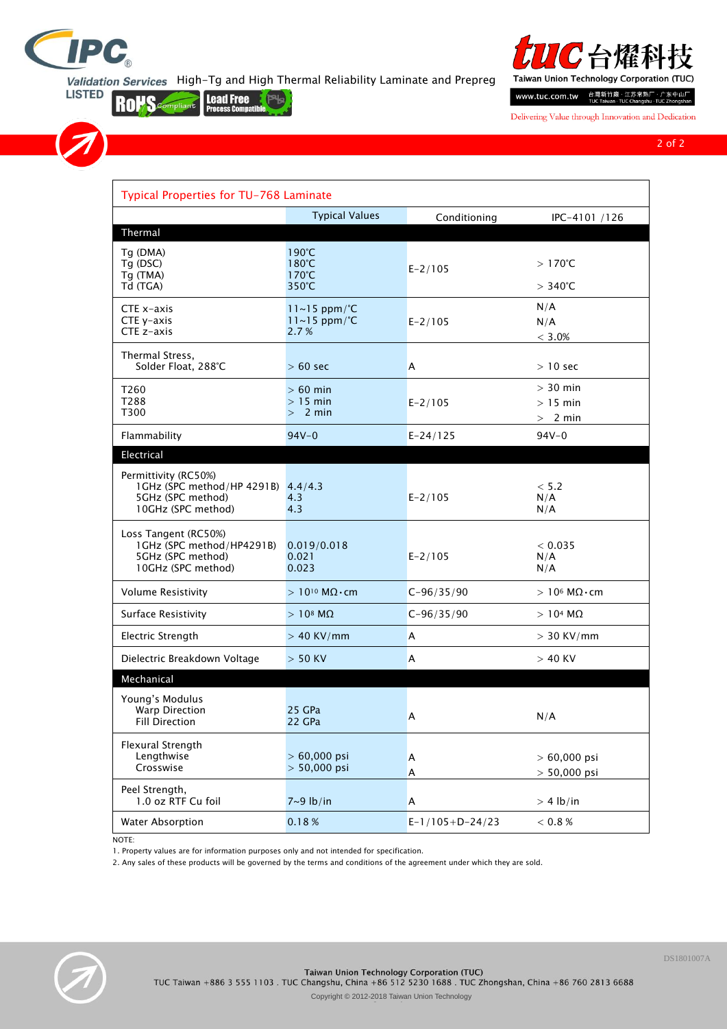High-Tg and High Thermal Reliability Laminate and Prepreg

## Typical Properties for TU-768 Laminate

| | Typical Values | Conditioning | IPC-4101 /126 |
|---|---|---|---|
| **Thermal** | | | |
| Tg (DMA)<br>Tg (DSC)<br>Tg (TMA)<br>Td (TGA) | 190℃<br>180℃<br>170℃<br>350℃ | E-2/105 | > 170℃<br><br>> 340℃ |
| CTE x-axis<br>CTE y-axis<br>CTE z-axis | 11~15 ppm/℃<br>11~15 ppm/℃<br>2.7 % | E-2/105 | N/A<br>N/A<br>< 3.0% |
| Thermal Stress, Solder Float, 288℃ | > 60 sec | A | > 10 sec |
| T260<br>T288<br>T300 | > 60 min<br>> 15 min<br>> 2 min | E-2/105 | > 30 min<br>> 15 min<br>> 2 min |
| Flammability | 94V-0 | E-24/125 | 94V-0 |
| **Electrical** | | | |
| Permittivity (RC50%)<br>1GHz (SPC method/HP 4291B)<br>5GHz (SPC method)<br>10GHz (SPC method) | <br>4.4/4.3<br>4.3<br>4.3 | E-2/105 | <br>< 5.2<br>N/A<br>N/A |
| Loss Tangent (RC50%)<br>1GHz (SPC method/HP4291B)<br>5GHz (SPC method)<br>10GHz (SPC method) | <br>0.019/0.018<br>0.021<br>0.023 | E-2/105 | <br>< 0.035<br>N/A<br>N/A |
| Volume Resistivity | > $10^{10}$ MΩ‧cm | C-96/35/90 | > $10^{6}$ MΩ‧cm |
| Surface Resistivity | > $10^{8}$ MΩ | C-96/35/90 | > $10^{4}$ MΩ |
| Electric Strength | > 40 KV/mm | A | > 30 KV/mm |
| Dielectric Breakdown Voltage | > 50 KV | A | > 40 KV |
| **Mechanical** | | | |
| Young's Modulus<br>Warp Direction<br>Fill Direction | <br>25 GPa<br>22 GPa | A | N/A |
| Flexural Strength<br>Lengthwise<br>Crosswise | <br>> 60,000 psi<br>> 50,000 psi | <br>A<br>A | <br>> 60,000 psi<br>> 50,000 psi |
| Peel Strength, 1.0 oz RTF Cu foil | 7~9 lb/in | A | > 4 lb/in |
| Water Absorption | 0.18 % | E-1/105+D-24/23 | < 0.8 % |

NOTE:

1. Property values are for information purposes only and not intended for specification.
2. Any sales of these products will be governed by the terms and conditions of the agreement under which they are sold.

DS1801007A

Taiwan Union Technology Corporation (TUC)
TUC Taiwan +886 3 555 1103 . TUC Changshu, China +86 512 5230 1688 . TUC Zhongshan, China +86 760 2813 6688
Copyright © 2012-2018 Taiwan Union Technology